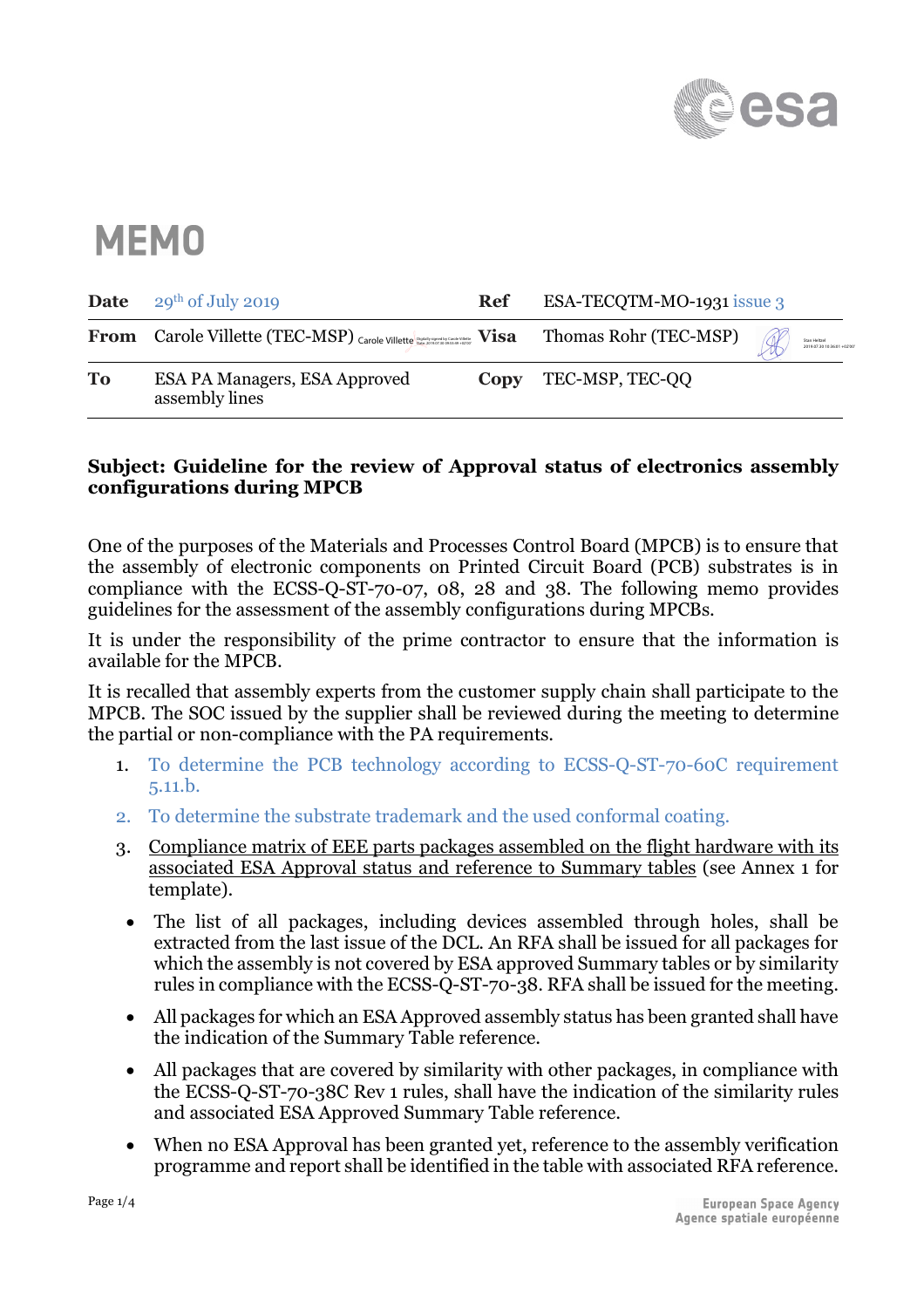# MEMO

| | | | |
|---|---|---|---|
| **Date** | 29th of July 2019 | **Ref** | ESA-TECQTM-MO-1931 issue 3 |
| **From** | Carole Villette (TEC-MSP) | **Visa** | Thomas Rohr (TEC-MSP) |
| **To** | ESA PA Managers, ESA Approved assembly lines | **Copy** | TEC-MSP, TEC-QQ |

**Subject: Guideline for the review of Approval status of electronics assembly configurations during MPCB**

One of the purposes of the Materials and Processes Control Board (MPCB) is to ensure that the assembly of electronic components on Printed Circuit Board (PCB) substrates is in compliance with the ECSS-Q-ST-70-07, 08, 28 and 38. The following memo provides guidelines for the assessment of the assembly configurations during MPCBs.

It is under the responsibility of the prime contractor to ensure that the information is available for the MPCB.

It is recalled that assembly experts from the customer supply chain shall participate to the MPCB. The SOC issued by the supplier shall be reviewed during the meeting to determine the partial or non-compliance with the PA requirements.

1. To determine the PCB technology according to ECSS-Q-ST-70-60C requirement 5.11.b.
2. To determine the substrate trademark and the used conformal coating.
3. Compliance matrix of EEE parts packages assembled on the flight hardware with its associated ESA Approval status and reference to Summary tables (see Annex 1 for template).
   - The list of all packages, including devices assembled through holes, shall be extracted from the last issue of the DCL. An RFA shall be issued for all packages for which the assembly is not covered by ESA approved Summary tables or by similarity rules in compliance with the ECSS-Q-ST-70-38. RFA shall be issued for the meeting.
   - All packages for which an ESA Approved assembly status has been granted shall have the indication of the Summary Table reference.
   - All packages that are covered by similarity with other packages, in compliance with the ECSS-Q-ST-70-38C Rev 1 rules, shall have the indication of the similarity rules and associated ESA Approved Summary Table reference.
   - When no ESA Approval has been granted yet, reference to the assembly verification programme and report shall be identified in the table with associated RFA reference.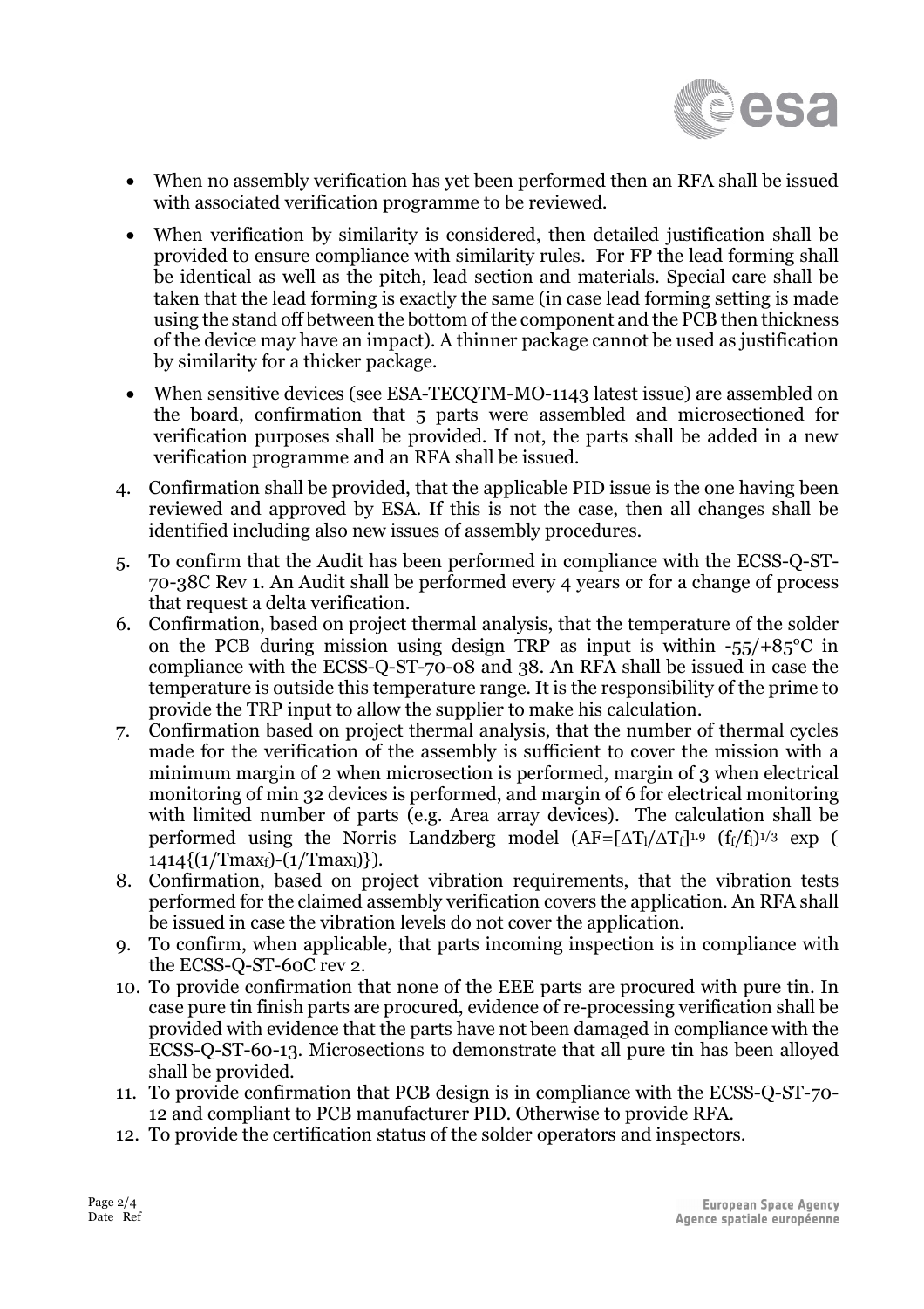- When no assembly verification has yet been performed then an RFA shall be issued with associated verification programme to be reviewed.
- When verification by similarity is considered, then detailed justification shall be provided to ensure compliance with similarity rules. For FP the lead forming shall be identical as well as the pitch, lead section and materials. Special care shall be taken that the lead forming is exactly the same (in case lead forming setting is made using the stand off between the bottom of the component and the PCB then thickness of the device may have an impact). A thinner package cannot be used as justification by similarity for a thicker package.
- When sensitive devices (see ESA-TECQTM-MO-1143 latest issue) are assembled on the board, confirmation that 5 parts were assembled and microsectioned for verification purposes shall be provided. If not, the parts shall be added in a new verification programme and an RFA shall be issued.

4. Confirmation shall be provided, that the applicable PID issue is the one having been reviewed and approved by ESA. If this is not the case, then all changes shall be identified including also new issues of assembly procedures.
5. To confirm that the Audit has been performed in compliance with the ECSS-Q-ST-70-38C Rev 1. An Audit shall be performed every 4 years or for a change of process that request a delta verification.
6. Confirmation, based on project thermal analysis, that the temperature of the solder on the PCB during mission using design TRP as input is within -55/+85°C in compliance with the ECSS-Q-ST-70-08 and 38. An RFA shall be issued in case the temperature is outside this temperature range. It is the responsibility of the prime to provide the TRP input to allow the supplier to make his calculation.
7. Confirmation based on project thermal analysis, that the number of thermal cycles made for the verification of the assembly is sufficient to cover the mission with a minimum margin of 2 when microsection is performed, margin of 3 when electrical monitoring of min 32 devices is performed, and margin of 6 for electrical monitoring with limited number of parts (e.g. Area array devices). The calculation shall be performed using the Norris Landzberg model ($AF=[\Delta T_l/\Delta T_f]^{1.9}\ (f_f/f_l)^{1/3}\ \exp(1414\{(1/Tmax_f)-(1/Tmax_l)\})$).
8. Confirmation, based on project vibration requirements, that the vibration tests performed for the claimed assembly verification covers the application. An RFA shall be issued in case the vibration levels do not cover the application.
9. To confirm, when applicable, that parts incoming inspection is in compliance with the ECSS-Q-ST-60C rev 2.
10. To provide confirmation that none of the EEE parts are procured with pure tin. In case pure tin finish parts are procured, evidence of re-processing verification shall be provided with evidence that the parts have not been damaged in compliance with the ECSS-Q-ST-60-13. Microsections to demonstrate that all pure tin has been alloyed shall be provided.
11. To provide confirmation that PCB design is in compliance with the ECSS-Q-ST-70-12 and compliant to PCB manufacturer PID. Otherwise to provide RFA.
12. To provide the certification status of the solder operators and inspectors.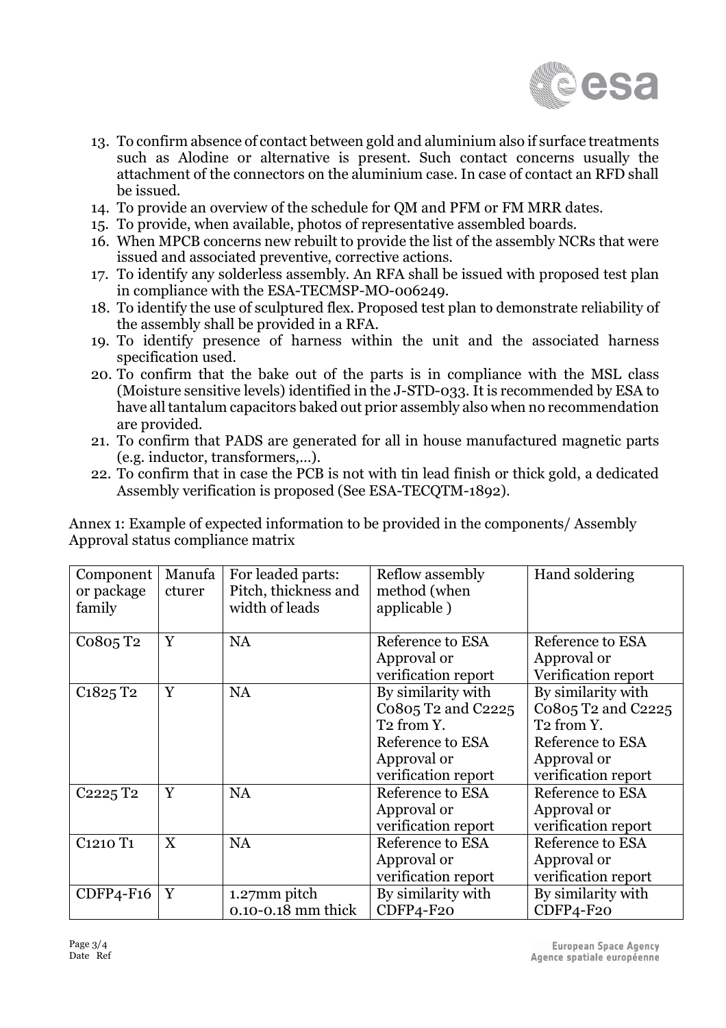13. To confirm absence of contact between gold and aluminium also if surface treatments such as Alodine or alternative is present. Such contact concerns usually the attachment of the connectors on the aluminium case. In case of contact an RFD shall be issued.
14. To provide an overview of the schedule for QM and PFM or FM MRR dates.
15. To provide, when available, photos of representative assembled boards.
16. When MPCB concerns new rebuilt to provide the list of the assembly NCRs that were issued and associated preventive, corrective actions.
17. To identify any solderless assembly. An RFA shall be issued with proposed test plan in compliance with the ESA-TECMSP-MO-006249.
18. To identify the use of sculptured flex. Proposed test plan to demonstrate reliability of the assembly shall be provided in a RFA.
19. To identify presence of harness within the unit and the associated harness specification used.
20. To confirm that the bake out of the parts is in compliance with the MSL class (Moisture sensitive levels) identified in the J-STD-033. It is recommended by ESA to have all tantalum capacitors baked out prior assembly also when no recommendation are provided.
21. To confirm that PADS are generated for all in house manufactured magnetic parts (e.g. inductor, transformers,…).
22. To confirm that in case the PCB is not with tin lead finish or thick gold, a dedicated Assembly verification is proposed (See ESA-TECQTM-1892).

Annex 1: Example of expected information to be provided in the components/ Assembly Approval status compliance matrix

| Component or package family | Manufacturer | For leaded parts: Pitch, thickness and width of leads | Reflow assembly method (when applicable ) | Hand soldering |
|---|---|---|---|---|
| C0805 T2 | Y | NA | Reference to ESA Approval or verification report | Reference to ESA Approval or Verification report |
| C1825 T2 | Y | NA | By similarity with C0805 T2 and C2225 T2 from Y. Reference to ESA Approval or verification report | By similarity with C0805 T2 and C2225 T2 from Y. Reference to ESA Approval or verification report |
| C2225 T2 | Y | NA | Reference to ESA Approval or verification report | Reference to ESA Approval or verification report |
| C1210 T1 | X | NA | Reference to ESA Approval or verification report | Reference to ESA Approval or verification report |
| CDFP4-F16 | Y | 1.27mm pitch 0.10-0.18 mm thick | By similarity with CDFP4-F20 | By similarity with CDFP4-F20 |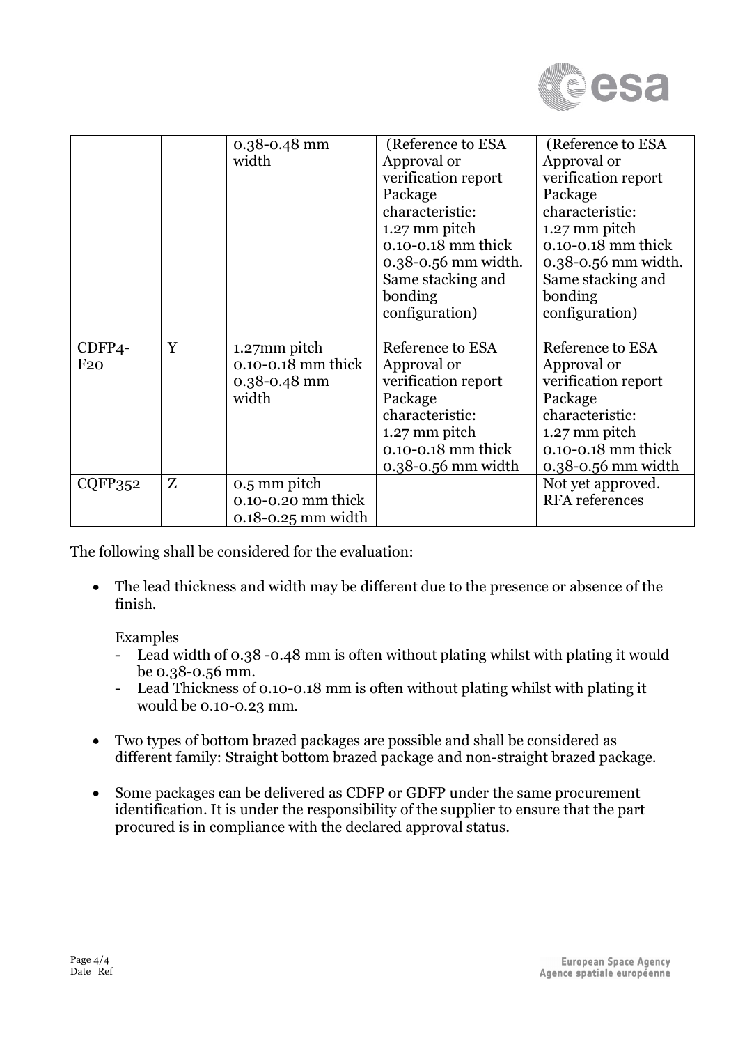| | | | | |
|---|---|---|---|---|
| | | 0.38-0.48 mm width | (Reference to ESA Approval or verification report Package characteristic: 1.27 mm pitch 0.10-0.18 mm thick 0.38-0.56 mm width. Same stacking and bonding configuration) | (Reference to ESA Approval or verification report Package characteristic: 1.27 mm pitch 0.10-0.18 mm thick 0.38-0.56 mm width. Same stacking and bonding configuration) |
| CDFP4-F20 | Y | 1.27mm pitch 0.10-0.18 mm thick 0.38-0.48 mm width | Reference to ESA Approval or verification report Package characteristic: 1.27 mm pitch 0.10-0.18 mm thick 0.38-0.56 mm width | Reference to ESA Approval or verification report Package characteristic: 1.27 mm pitch 0.10-0.18 mm thick 0.38-0.56 mm width |
| CQFP352 | Z | 0.5 mm pitch 0.10-0.20 mm thick 0.18-0.25 mm width | | Not yet approved. RFA references |

The following shall be considered for the evaluation:

- The lead thickness and width may be different due to the presence or absence of the finish.

  Examples
  - Lead width of 0.38 -0.48 mm is often without plating whilst with plating it would be 0.38-0.56 mm.
  - Lead Thickness of 0.10-0.18 mm is often without plating whilst with plating it would be 0.10-0.23 mm.

- Two types of bottom brazed packages are possible and shall be considered as different family: Straight bottom brazed package and non-straight brazed package.

- Some packages can be delivered as CDFP or GDFP under the same procurement identification. It is under the responsibility of the supplier to ensure that the part procured is in compliance with the declared approval status.